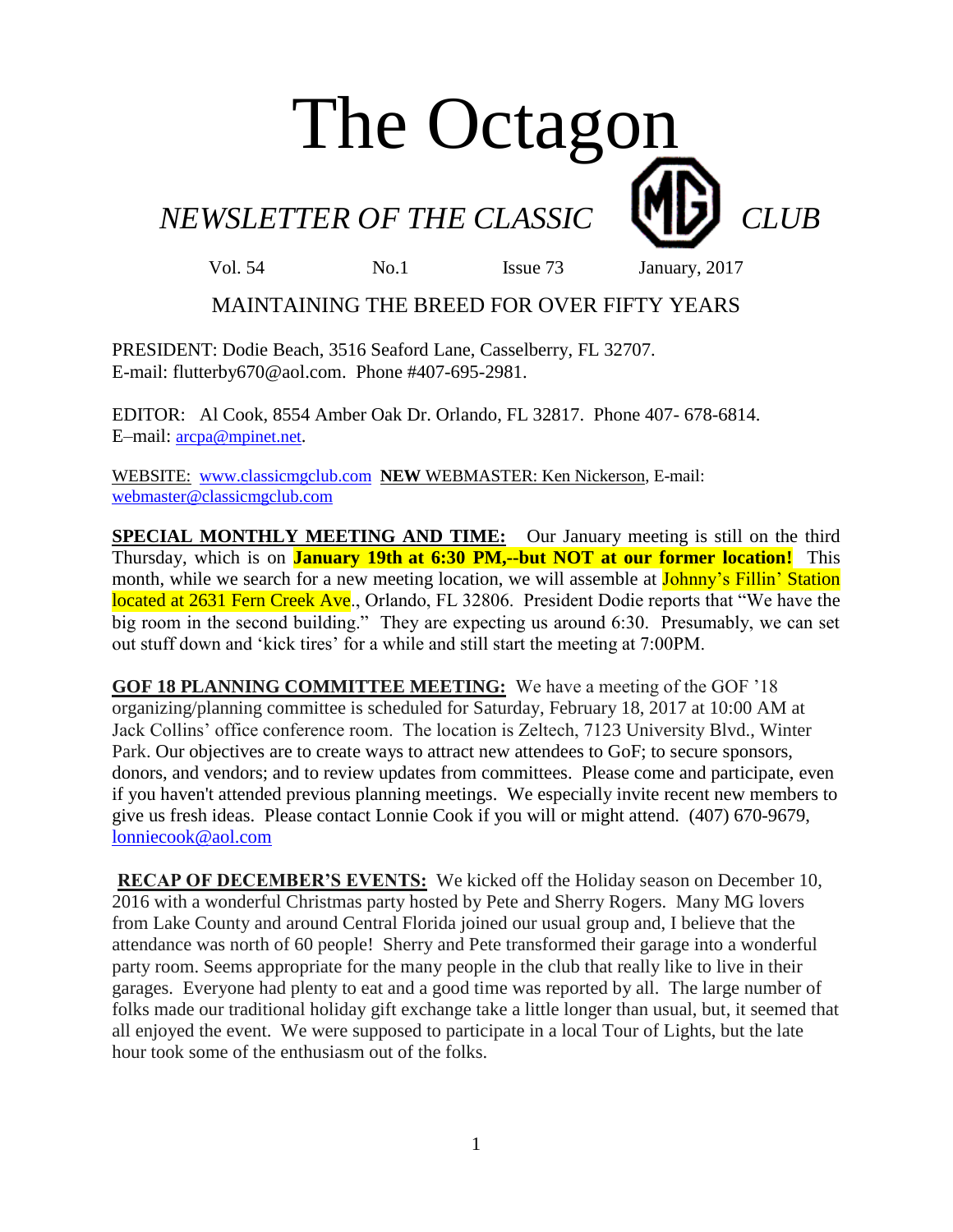# The Octagon

## *NEWSLETTER OF THE CLASSIC MG CLUB*

Vol. 54 No.1 Issue 73 January, 2017

### MAINTAINING THE BREED FOR OVER FIFTY YEARS

PRESIDENT: Dodie Beach, 3516 Seaford Lane, Casselberry, FL 32707.
E-mail: flutterby670@aol.com. Phone #407-695-2981.

EDITOR: Al Cook, 8554 Amber Oak Dr. Orlando, FL 32817. Phone 407- 678-6814.
E–mail: arcpa@mpinet.net.

WEBSITE: www.classicmgclub.com **NEW** WEBMASTER: Ken Nickerson, E-mail: webmaster@classicmgclub.com

**SPECIAL MONTHLY MEETING AND TIME:** Our January meeting is still on the third Thursday, which is on **January 19th at 6:30 PM,--but NOT at our former location!** This month, while we search for a new meeting location, we will assemble at Johnny's Fillin' Station located at 2631 Fern Creek Ave., Orlando, FL 32806. President Dodie reports that "We have the big room in the second building." They are expecting us around 6:30. Presumably, we can set out stuff down and 'kick tires' for a while and still start the meeting at 7:00PM.

**GOF 18 PLANNING COMMITTEE MEETING:** We have a meeting of the GOF '18 organizing/planning committee is scheduled for Saturday, February 18, 2017 at 10:00 AM at Jack Collins' office conference room. The location is Zeltech, 7123 University Blvd., Winter Park. Our objectives are to create ways to attract new attendees to GoF; to secure sponsors, donors, and vendors; and to review updates from committees. Please come and participate, even if you haven't attended previous planning meetings. We especially invite recent new members to give us fresh ideas. Please contact Lonnie Cook if you will or might attend. (407) 670-9679, lonniecook@aol.com

**RECAP OF DECEMBER'S EVENTS:** We kicked off the Holiday season on December 10, 2016 with a wonderful Christmas party hosted by Pete and Sherry Rogers. Many MG lovers from Lake County and around Central Florida joined our usual group and, I believe that the attendance was north of 60 people! Sherry and Pete transformed their garage into a wonderful party room. Seems appropriate for the many people in the club that really like to live in their garages. Everyone had plenty to eat and a good time was reported by all. The large number of folks made our traditional holiday gift exchange take a little longer than usual, but, it seemed that all enjoyed the event. We were supposed to participate in a local Tour of Lights, but the late hour took some of the enthusiasm out of the folks.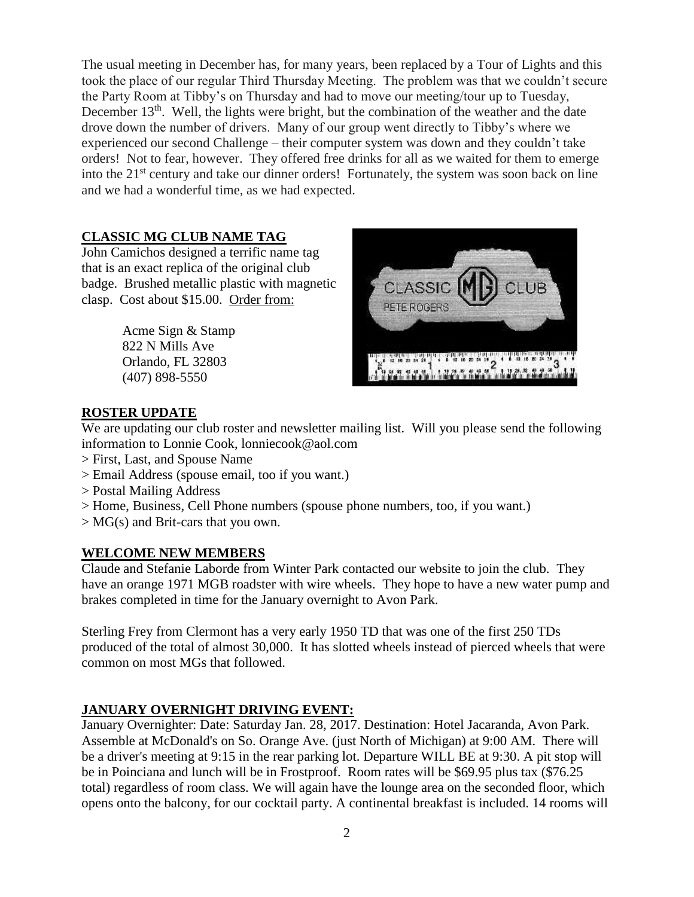The usual meeting in December has, for many years, been replaced by a Tour of Lights and this took the place of our regular Third Thursday Meeting. The problem was that we couldn't secure the Party Room at Tibby's on Thursday and had to move our meeting/tour up to Tuesday, December 13th. Well, the lights were bright, but the combination of the weather and the date drove down the number of drivers. Many of our group went directly to Tibby's where we experienced our second Challenge – their computer system was down and they couldn't take orders! Not to fear, however. They offered free drinks for all as we waited for them to emerge into the 21st century and take our dinner orders! Fortunately, the system was soon back on line and we had a wonderful time, as we had expected.

## CLASSIC MG CLUB NAME TAG

John Camichos designed a terrific name tag that is an exact replica of the original club badge. Brushed metallic plastic with magnetic clasp. Cost about $15.00. Order from:

Acme Sign & Stamp
822 N Mills Ave
Orlando, FL 32803
(407) 898-5550

## ROSTER UPDATE

We are updating our club roster and newsletter mailing list. Will you please send the following information to Lonnie Cook, lonniecook@aol.com

> First, Last, and Spouse Name
> Email Address (spouse email, too if you want.)
> Postal Mailing Address
> Home, Business, Cell Phone numbers (spouse phone numbers, too, if you want.)
> MG(s) and Brit-cars that you own.

## WELCOME NEW MEMBERS

Claude and Stefanie Laborde from Winter Park contacted our website to join the club. They have an orange 1971 MGB roadster with wire wheels. They hope to have a new water pump and brakes completed in time for the January overnight to Avon Park.

Sterling Frey from Clermont has a very early 1950 TD that was one of the first 250 TDs produced of the total of almost 30,000. It has slotted wheels instead of pierced wheels that were common on most MGs that followed.

## JANUARY OVERNIGHT DRIVING EVENT:

January Overnighter: Date: Saturday Jan. 28, 2017. Destination: Hotel Jacaranda, Avon Park. Assemble at McDonald's on So. Orange Ave. (just North of Michigan) at 9:00 AM. There will be a driver's meeting at 9:15 in the rear parking lot. Departure WILL BE at 9:30. A pit stop will be in Poinciana and lunch will be in Frostproof. Room rates will be $69.95 plus tax ($76.25 total) regardless of room class. We will again have the lounge area on the seconded floor, which opens onto the balcony, for our cocktail party. A continental breakfast is included. 14 rooms will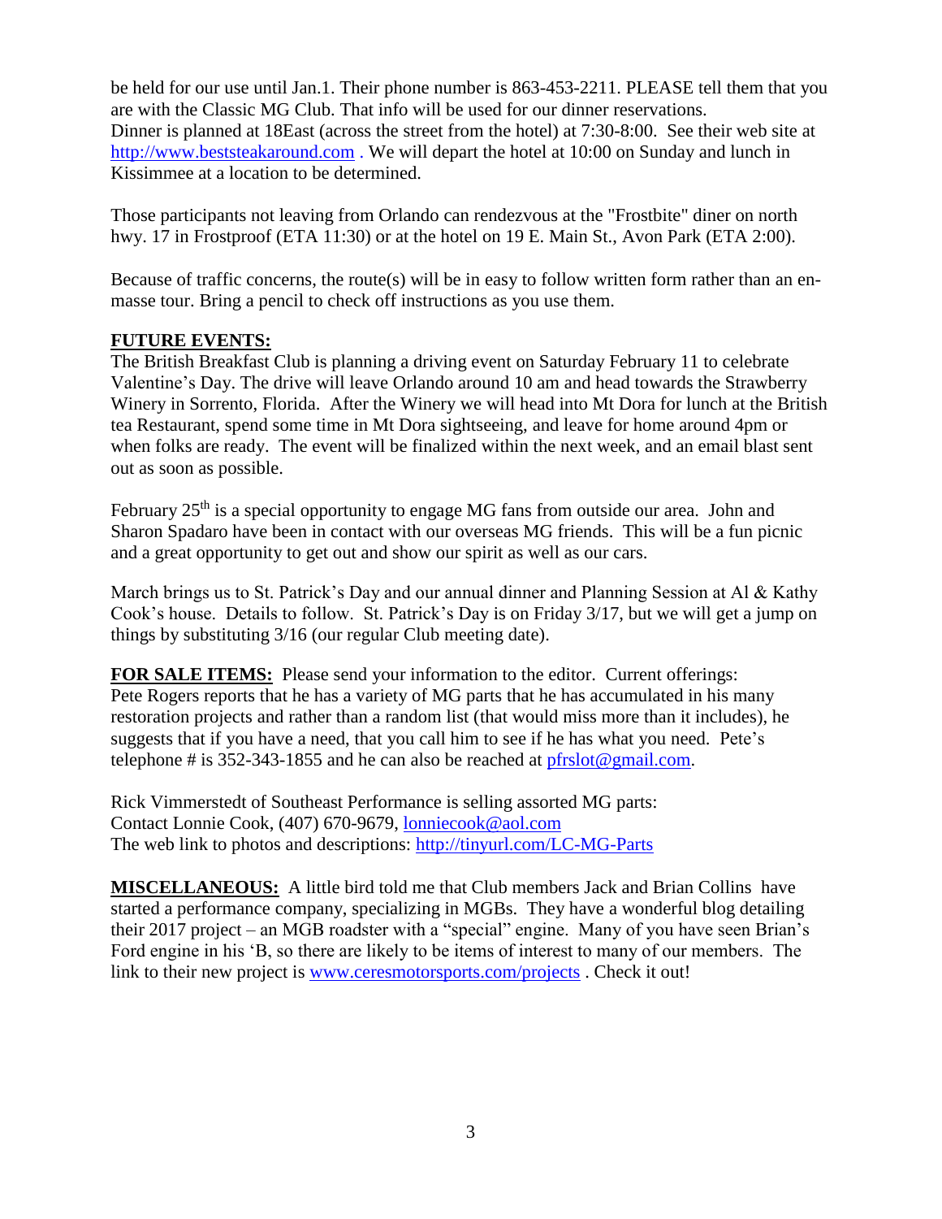be held for our use until Jan.1. Their phone number is 863-453-2211. PLEASE tell them that you are with the Classic MG Club. That info will be used for our dinner reservations.
Dinner is planned at 18East (across the street from the hotel) at 7:30-8:00. See their web site at http://www.beststeakaround.com . We will depart the hotel at 10:00 on Sunday and lunch in Kissimmee at a location to be determined.

Those participants not leaving from Orlando can rendezvous at the "Frostbite" diner on north hwy. 17 in Frostproof (ETA 11:30) or at the hotel on 19 E. Main St., Avon Park (ETA 2:00).

Because of traffic concerns, the route(s) will be in easy to follow written form rather than an en-masse tour. Bring a pencil to check off instructions as you use them.

**FUTURE EVENTS:**
The British Breakfast Club is planning a driving event on Saturday February 11 to celebrate Valentine's Day. The drive will leave Orlando around 10 am and head towards the Strawberry Winery in Sorrento, Florida. After the Winery we will head into Mt Dora for lunch at the British tea Restaurant, spend some time in Mt Dora sightseeing, and leave for home around 4pm or when folks are ready. The event will be finalized within the next week, and an email blast sent out as soon as possible.

February 25th is a special opportunity to engage MG fans from outside our area. John and Sharon Spadaro have been in contact with our overseas MG friends. This will be a fun picnic and a great opportunity to get out and show our spirit as well as our cars.

March brings us to St. Patrick's Day and our annual dinner and Planning Session at Al & Kathy Cook's house. Details to follow. St. Patrick's Day is on Friday 3/17, but we will get a jump on things by substituting 3/16 (our regular Club meeting date).

**FOR SALE ITEMS:** Please send your information to the editor. Current offerings:
Pete Rogers reports that he has a variety of MG parts that he has accumulated in his many restoration projects and rather than a random list (that would miss more than it includes), he suggests that if you have a need, that you call him to see if he has what you need. Pete's telephone # is 352-343-1855 and he can also be reached at pfrslot@gmail.com.

Rick Vimmerstedt of Southeast Performance is selling assorted MG parts:
Contact Lonnie Cook, (407) 670-9679, lonniecook@aol.com
The web link to photos and descriptions: http://tinyurl.com/LC-MG-Parts

**MISCELLANEOUS:** A little bird told me that Club members Jack and Brian Collins have started a performance company, specializing in MGBs. They have a wonderful blog detailing their 2017 project – an MGB roadster with a "special" engine. Many of you have seen Brian's Ford engine in his 'B, so there are likely to be items of interest to many of our members. The link to their new project is www.ceresmotorsports.com/projects . Check it out!